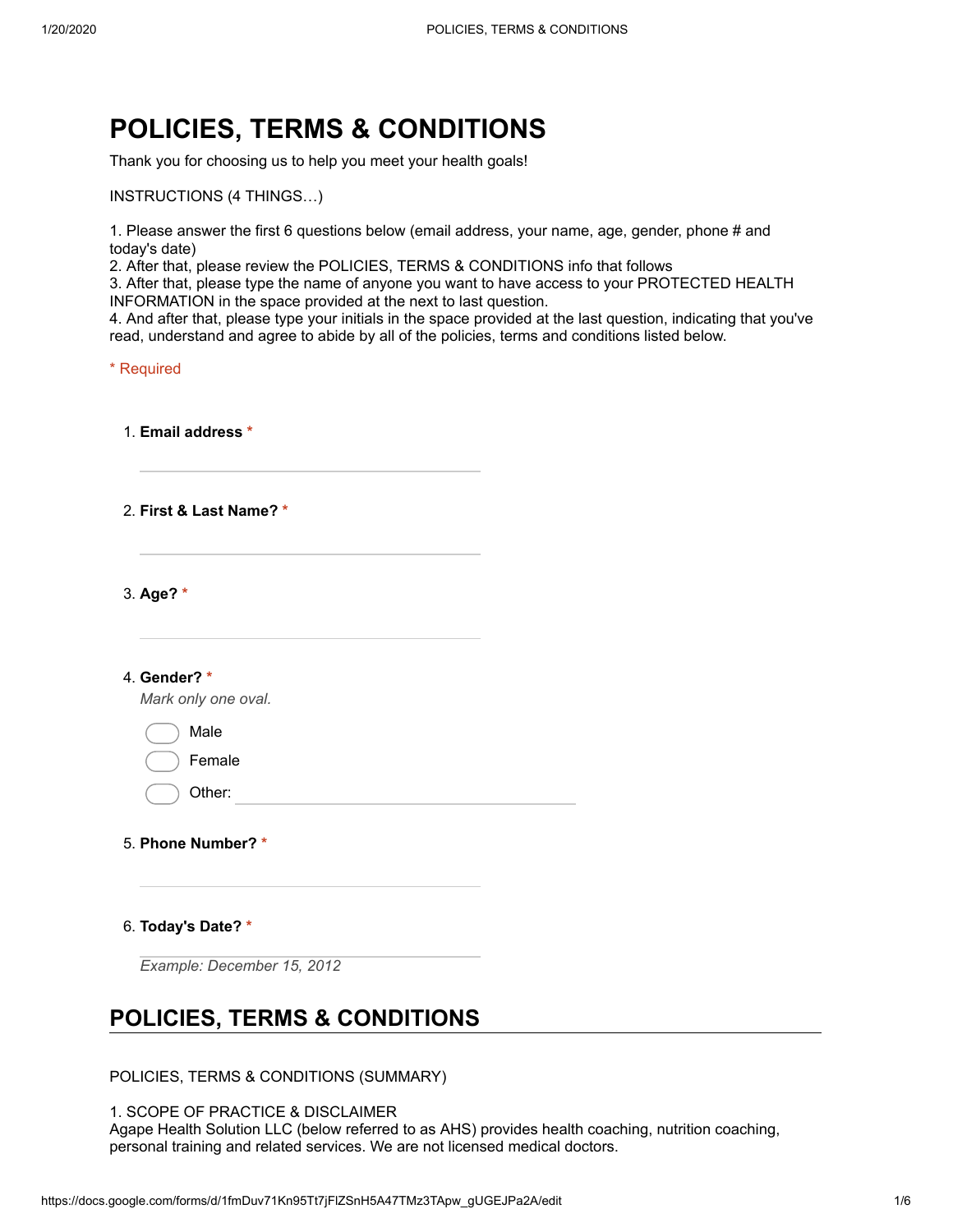# POLICIES, TERMS & CONDITIONS

Thank you for choosing us to help you meet your health goals!

INSTRUCTIONS (4 THINGS…)

1. Please answer the first 6 questions below (email address, your name, age, gender, phone # and today's date)
2. After that, please review the POLICIES, TERMS & CONDITIONS info that follows
3. After that, please type the name of anyone you want to have access to your PROTECTED HEALTH INFORMATION in the space provided at the next to last question.
4. And after that, please type your initials in the space provided at the last question, indicating that you've read, understand and agree to abide by all of the policies, terms and conditions listed below.

* Required

1. **Email address** *

2. **First & Last Name?** *

3. **Age?** *

4. **Gender?** *

   *Mark only one oval.*

   - Male
   - Female
   - Other: ______

5. **Phone Number?** *

6. **Today's Date?** *

   *Example: December 15, 2012*

## POLICIES, TERMS & CONDITIONS

POLICIES, TERMS & CONDITIONS (SUMMARY)

1. SCOPE OF PRACTICE & DISCLAIMER

Agape Health Solution LLC (below referred to as AHS) provides health coaching, nutrition coaching, personal training and related services. We are not licensed medical doctors.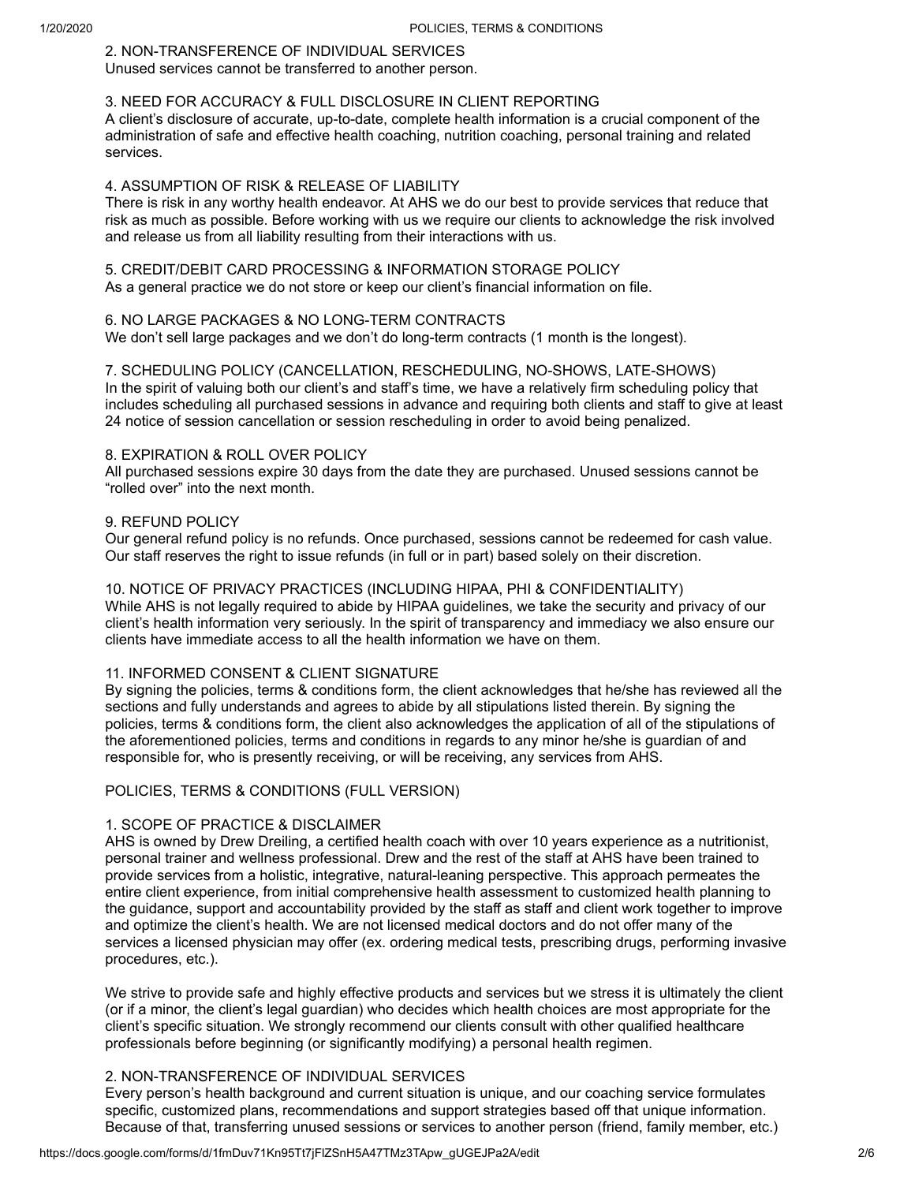2. NON-TRANSFERENCE OF INDIVIDUAL SERVICES
Unused services cannot be transferred to another person.

3. NEED FOR ACCURACY & FULL DISCLOSURE IN CLIENT REPORTING
A client's disclosure of accurate, up-to-date, complete health information is a crucial component of the administration of safe and effective health coaching, nutrition coaching, personal training and related services.

4. ASSUMPTION OF RISK & RELEASE OF LIABILITY
There is risk in any worthy health endeavor. At AHS we do our best to provide services that reduce that risk as much as possible. Before working with us we require our clients to acknowledge the risk involved and release us from all liability resulting from their interactions with us.

5. CREDIT/DEBIT CARD PROCESSING & INFORMATION STORAGE POLICY
As a general practice we do not store or keep our client's financial information on file.

6. NO LARGE PACKAGES & NO LONG-TERM CONTRACTS
We don't sell large packages and we don't do long-term contracts (1 month is the longest).

7. SCHEDULING POLICY (CANCELLATION, RESCHEDULING, NO-SHOWS, LATE-SHOWS)
In the spirit of valuing both our client's and staff's time, we have a relatively firm scheduling policy that includes scheduling all purchased sessions in advance and requiring both clients and staff to give at least 24 notice of session cancellation or session rescheduling in order to avoid being penalized.

8. EXPIRATION & ROLL OVER POLICY
All purchased sessions expire 30 days from the date they are purchased. Unused sessions cannot be "rolled over" into the next month.

9. REFUND POLICY
Our general refund policy is no refunds. Once purchased, sessions cannot be redeemed for cash value. Our staff reserves the right to issue refunds (in full or in part) based solely on their discretion.

10. NOTICE OF PRIVACY PRACTICES (INCLUDING HIPAA, PHI & CONFIDENTIALITY)
While AHS is not legally required to abide by HIPAA guidelines, we take the security and privacy of our client's health information very seriously. In the spirit of transparency and immediacy we also ensure our clients have immediate access to all the health information we have on them.

11. INFORMED CONSENT & CLIENT SIGNATURE
By signing the policies, terms & conditions form, the client acknowledges that he/she has reviewed all the sections and fully understands and agrees to abide by all stipulations listed therein. By signing the policies, terms & conditions form, the client also acknowledges the application of all of the stipulations of the aforementioned policies, terms and conditions in regards to any minor he/she is guardian of and responsible for, who is presently receiving, or will be receiving, any services from AHS.

## POLICIES, TERMS & CONDITIONS (FULL VERSION)

1. SCOPE OF PRACTICE & DISCLAIMER
AHS is owned by Drew Dreiling, a certified health coach with over 10 years experience as a nutritionist, personal trainer and wellness professional. Drew and the rest of the staff at AHS have been trained to provide services from a holistic, integrative, natural-leaning perspective. This approach permeates the entire client experience, from initial comprehensive health assessment to customized health planning to the guidance, support and accountability provided by the staff as staff and client work together to improve and optimize the client's health. We are not licensed medical doctors and do not offer many of the services a licensed physician may offer (ex. ordering medical tests, prescribing drugs, performing invasive procedures, etc.).

We strive to provide safe and highly effective products and services but we stress it is ultimately the client (or if a minor, the client's legal guardian) who decides which health choices are most appropriate for the client's specific situation. We strongly recommend our clients consult with other qualified healthcare professionals before beginning (or significantly modifying) a personal health regimen.

2. NON-TRANSFERENCE OF INDIVIDUAL SERVICES
Every person's health background and current situation is unique, and our coaching service formulates specific, customized plans, recommendations and support strategies based off that unique information. Because of that, transferring unused sessions or services to another person (friend, family member, etc.)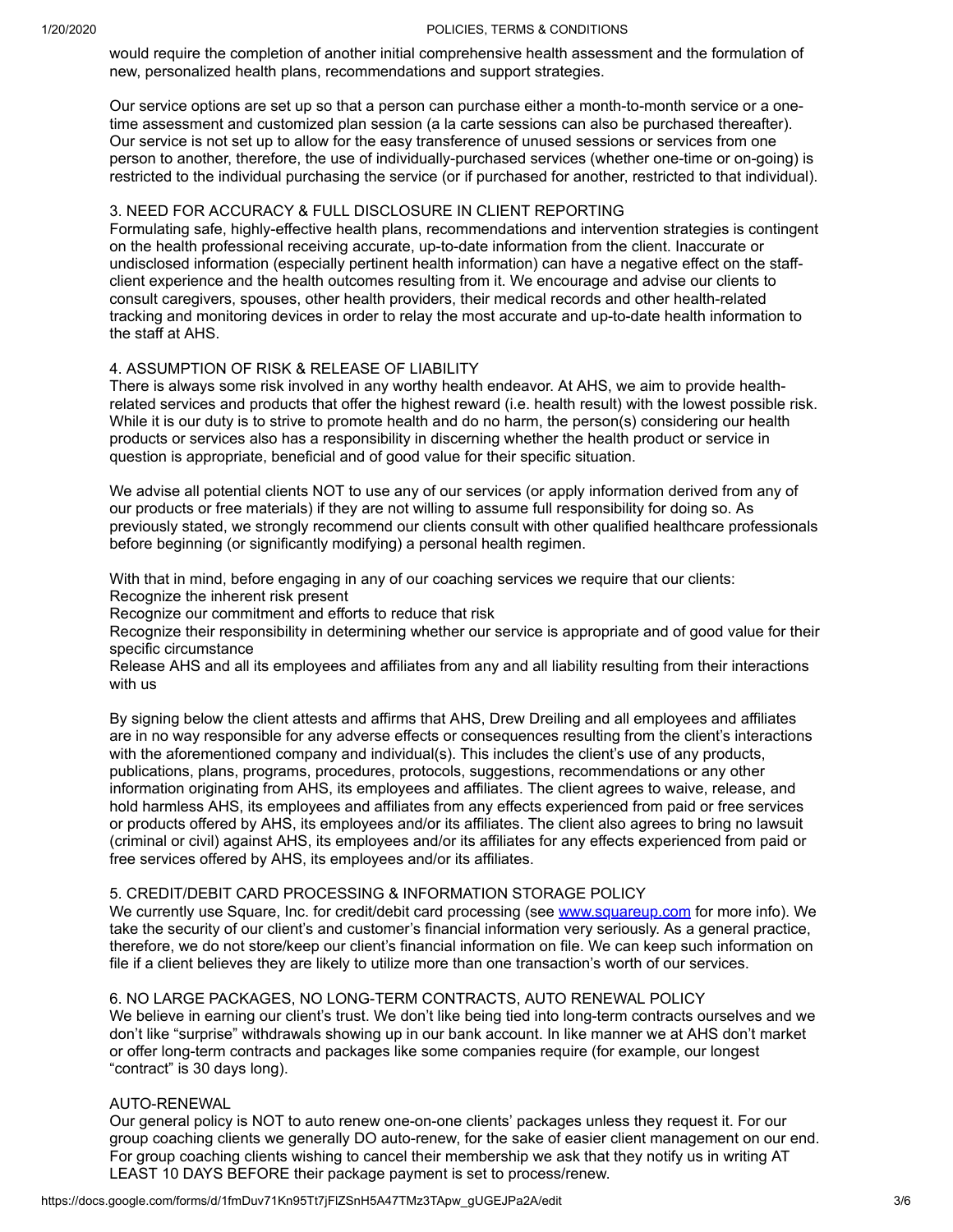would require the completion of another initial comprehensive health assessment and the formulation of new, personalized health plans, recommendations and support strategies.

Our service options are set up so that a person can purchase either a month-to-month service or a one-time assessment and customized plan session (a la carte sessions can also be purchased thereafter). Our service is not set up to allow for the easy transference of unused sessions or services from one person to another, therefore, the use of individually-purchased services (whether one-time or on-going) is restricted to the individual purchasing the service (or if purchased for another, restricted to that individual).

## 3. NEED FOR ACCURACY & FULL DISCLOSURE IN CLIENT REPORTING

Formulating safe, highly-effective health plans, recommendations and intervention strategies is contingent on the health professional receiving accurate, up-to-date information from the client. Inaccurate or undisclosed information (especially pertinent health information) can have a negative effect on the staff-client experience and the health outcomes resulting from it. We encourage and advise our clients to consult caregivers, spouses, other health providers, their medical records and other health-related tracking and monitoring devices in order to relay the most accurate and up-to-date health information to the staff at AHS.

## 4. ASSUMPTION OF RISK & RELEASE OF LIABILITY

There is always some risk involved in any worthy health endeavor. At AHS, we aim to provide health-related services and products that offer the highest reward (i.e. health result) with the lowest possible risk. While it is our duty to strive to promote health and do no harm, the person(s) considering our health products or services also has a responsibility in discerning whether the health product or service in question is appropriate, beneficial and of good value for their specific situation.

We advise all potential clients NOT to use any of our services (or apply information derived from any of our products or free materials) if they are not willing to assume full responsibility for doing so. As previously stated, we strongly recommend our clients consult with other qualified healthcare professionals before beginning (or significantly modifying) a personal health regimen.

With that in mind, before engaging in any of our coaching services we require that our clients:
Recognize the inherent risk present
Recognize our commitment and efforts to reduce that risk
Recognize their responsibility in determining whether our service is appropriate and of good value for their specific circumstance
Release AHS and all its employees and affiliates from any and all liability resulting from their interactions with us

By signing below the client attests and affirms that AHS, Drew Dreiling and all employees and affiliates are in no way responsible for any adverse effects or consequences resulting from the client's interactions with the aforementioned company and individual(s). This includes the client's use of any products, publications, plans, programs, procedures, protocols, suggestions, recommendations or any other information originating from AHS, its employees and affiliates. The client agrees to waive, release, and hold harmless AHS, its employees and affiliates from any effects experienced from paid or free services or products offered by AHS, its employees and/or its affiliates. The client also agrees to bring no lawsuit (criminal or civil) against AHS, its employees and/or its affiliates for any effects experienced from paid or free services offered by AHS, its employees and/or its affiliates.

## 5. CREDIT/DEBIT CARD PROCESSING & INFORMATION STORAGE POLICY

We currently use Square, Inc. for credit/debit card processing (see [www.squareup.com](http://www.squareup.com) for more info). We take the security of our client's and customer's financial information very seriously. As a general practice, therefore, we do not store/keep our client's financial information on file. We can keep such information on file if a client believes they are likely to utilize more than one transaction's worth of our services.

## 6. NO LARGE PACKAGES, NO LONG-TERM CONTRACTS, AUTO RENEWAL POLICY

We believe in earning our client's trust. We don't like being tied into long-term contracts ourselves and we don't like "surprise" withdrawals showing up in our bank account. In like manner we at AHS don't market or offer long-term contracts and packages like some companies require (for example, our longest "contract" is 30 days long).

### AUTO-RENEWAL

Our general policy is NOT to auto renew one-on-one clients' packages unless they request it. For our group coaching clients we generally DO auto-renew, for the sake of easier client management on our end. For group coaching clients wishing to cancel their membership we ask that they notify us in writing AT LEAST 10 DAYS BEFORE their package payment is set to process/renew.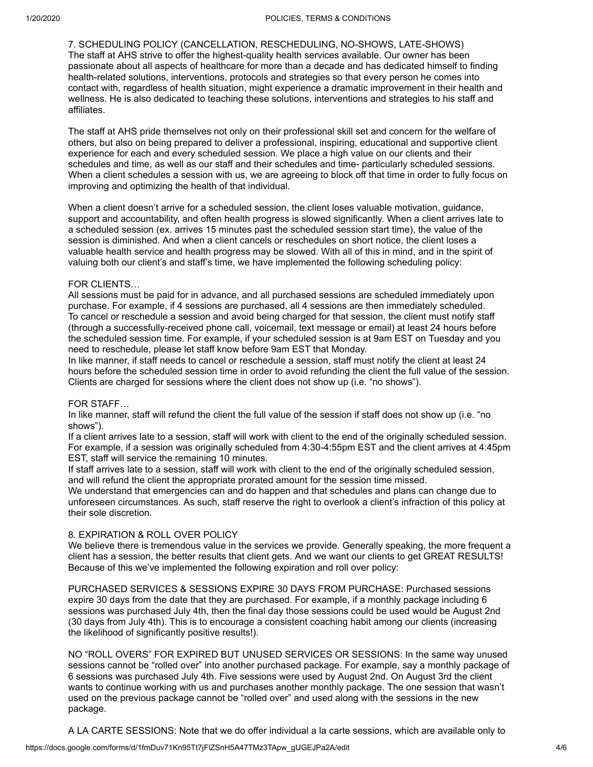## 7. SCHEDULING POLICY (CANCELLATION, RESCHEDULING, NO-SHOWS, LATE-SHOWS)

The staff at AHS strive to offer the highest-quality health services available. Our owner has been passionate about all aspects of healthcare for more than a decade and has dedicated himself to finding health-related solutions, interventions, protocols and strategies so that every person he comes into contact with, regardless of health situation, might experience a dramatic improvement in their health and wellness. He is also dedicated to teaching these solutions, interventions and strategies to his staff and affiliates.

The staff at AHS pride themselves not only on their professional skill set and concern for the welfare of others, but also on being prepared to deliver a professional, inspiring, educational and supportive client experience for each and every scheduled session. We place a high value on our clients and their schedules and time, as well as our staff and their schedules and time- particularly scheduled sessions. When a client schedules a session with us, we are agreeing to block off that time in order to fully focus on improving and optimizing the health of that individual.

When a client doesn't arrive for a scheduled session, the client loses valuable motivation, guidance, support and accountability, and often health progress is slowed significantly. When a client arrives late to a scheduled session (ex. arrives 15 minutes past the scheduled session start time), the value of the session is diminished. And when a client cancels or reschedules on short notice, the client loses a valuable health service and health progress may be slowed. With all of this in mind, and in the spirit of valuing both our client's and staff's time, we have implemented the following scheduling policy:

FOR CLIENTS…

All sessions must be paid for in advance, and all purchased sessions are scheduled immediately upon purchase. For example, if 4 sessions are purchased, all 4 sessions are then immediately scheduled.
To cancel or reschedule a session and avoid being charged for that session, the client must notify staff (through a successfully-received phone call, voicemail, text message or email) at least 24 hours before the scheduled session time. For example, if your scheduled session is at 9am EST on Tuesday and you need to reschedule, please let staff know before 9am EST that Monday.
In like manner, if staff needs to cancel or reschedule a session, staff must notify the client at least 24 hours before the scheduled session time in order to avoid refunding the client the full value of the session.
Clients are charged for sessions where the client does not show up (i.e. "no shows").

FOR STAFF…

In like manner, staff will refund the client the full value of the session if staff does not show up (i.e. "no shows").
If a client arrives late to a session, staff will work with client to the end of the originally scheduled session. For example, if a session was originally scheduled from 4:30-4:55pm EST and the client arrives at 4:45pm EST, staff will service the remaining 10 minutes.
If staff arrives late to a session, staff will work with client to the end of the originally scheduled session, and will refund the client the appropriate prorated amount for the session time missed.
We understand that emergencies can and do happen and that schedules and plans can change due to unforeseen circumstances. As such, staff reserve the right to overlook a client's infraction of this policy at their sole discretion.

## 8. EXPIRATION & ROLL OVER POLICY

We believe there is tremendous value in the services we provide. Generally speaking, the more frequent a client has a session, the better results that client gets. And we want our clients to get GREAT RESULTS! Because of this we've implemented the following expiration and roll over policy:

PURCHASED SERVICES & SESSIONS EXPIRE 30 DAYS FROM PURCHASE: Purchased sessions expire 30 days from the date that they are purchased. For example, if a monthly package including 6 sessions was purchased July 4th, then the final day those sessions could be used would be August 2nd (30 days from July 4th). This is to encourage a consistent coaching habit among our clients (increasing the likelihood of significantly positive results!).

NO "ROLL OVERS" FOR EXPIRED BUT UNUSED SERVICES OR SESSIONS: In the same way unused sessions cannot be "rolled over" into another purchased package. For example, say a monthly package of 6 sessions was purchased July 4th. Five sessions were used by August 2nd. On August 3rd the client wants to continue working with us and purchases another monthly package. The one session that wasn't used on the previous package cannot be "rolled over" and used along with the sessions in the new package.

A LA CARTE SESSIONS: Note that we do offer individual a la carte sessions, which are available only to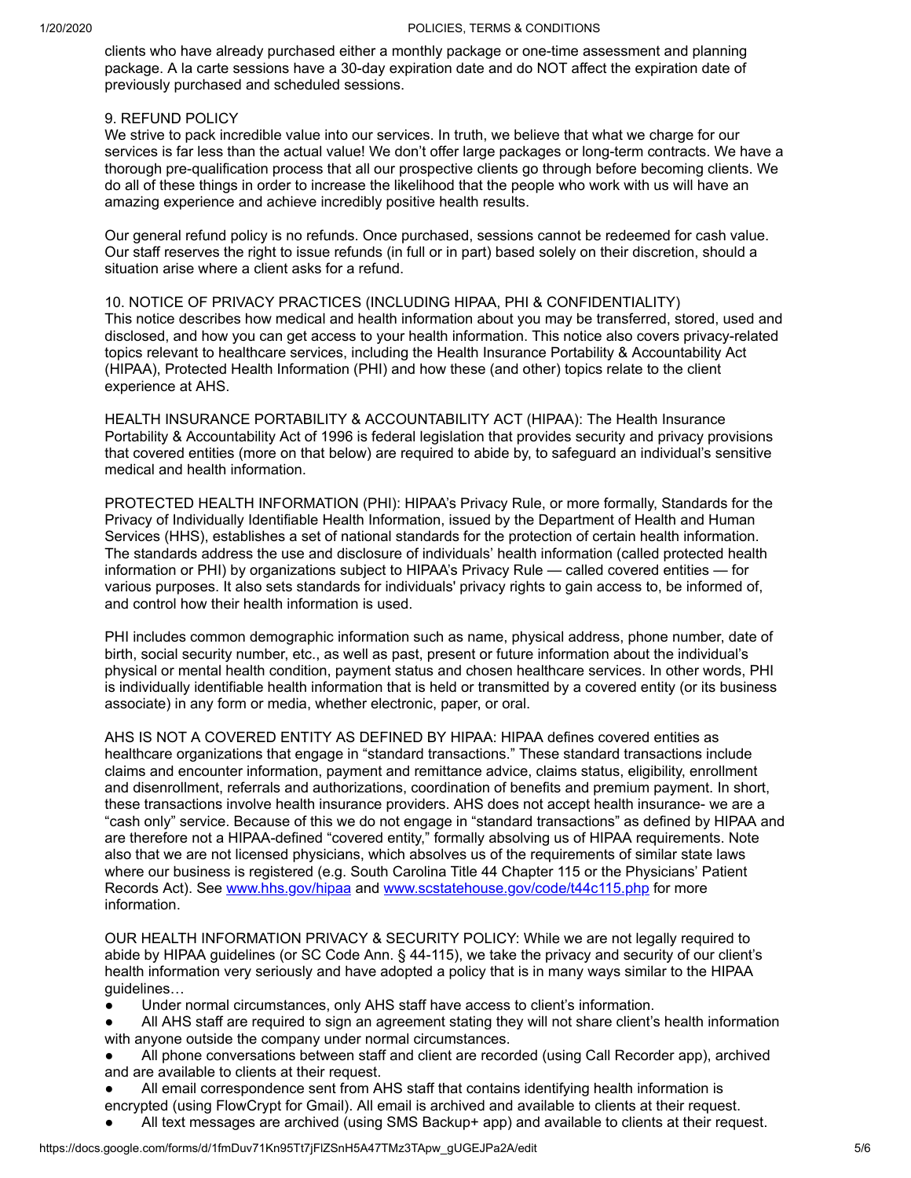clients who have already purchased either a monthly package or one-time assessment and planning package. A la carte sessions have a 30-day expiration date and do NOT affect the expiration date of previously purchased and scheduled sessions.

9. REFUND POLICY

We strive to pack incredible value into our services. In truth, we believe that what we charge for our services is far less than the actual value! We don't offer large packages or long-term contracts. We have a thorough pre-qualification process that all our prospective clients go through before becoming clients. We do all of these things in order to increase the likelihood that the people who work with us will have an amazing experience and achieve incredibly positive health results.

Our general refund policy is no refunds. Once purchased, sessions cannot be redeemed for cash value. Our staff reserves the right to issue refunds (in full or in part) based solely on their discretion, should a situation arise where a client asks for a refund.

10. NOTICE OF PRIVACY PRACTICES (INCLUDING HIPAA, PHI & CONFIDENTIALITY)

This notice describes how medical and health information about you may be transferred, stored, used and disclosed, and how you can get access to your health information. This notice also covers privacy-related topics relevant to healthcare services, including the Health Insurance Portability & Accountability Act (HIPAA), Protected Health Information (PHI) and how these (and other) topics relate to the client experience at AHS.

HEALTH INSURANCE PORTABILITY & ACCOUNTABILITY ACT (HIPAA): The Health Insurance Portability & Accountability Act of 1996 is federal legislation that provides security and privacy provisions that covered entities (more on that below) are required to abide by, to safeguard an individual's sensitive medical and health information.

PROTECTED HEALTH INFORMATION (PHI): HIPAA's Privacy Rule, or more formally, Standards for the Privacy of Individually Identifiable Health Information, issued by the Department of Health and Human Services (HHS), establishes a set of national standards for the protection of certain health information. The standards address the use and disclosure of individuals' health information (called protected health information or PHI) by organizations subject to HIPAA's Privacy Rule — called covered entities — for various purposes. It also sets standards for individuals' privacy rights to gain access to, be informed of, and control how their health information is used.

PHI includes common demographic information such as name, physical address, phone number, date of birth, social security number, etc., as well as past, present or future information about the individual's physical or mental health condition, payment status and chosen healthcare services. In other words, PHI is individually identifiable health information that is held or transmitted by a covered entity (or its business associate) in any form or media, whether electronic, paper, or oral.

AHS IS NOT A COVERED ENTITY AS DEFINED BY HIPAA: HIPAA defines covered entities as healthcare organizations that engage in "standard transactions." These standard transactions include claims and encounter information, payment and remittance advice, claims status, eligibility, enrollment and disenrollment, referrals and authorizations, coordination of benefits and premium payment. In short, these transactions involve health insurance providers. AHS does not accept health insurance- we are a "cash only" service. Because of this we do not engage in "standard transactions" as defined by HIPAA and are therefore not a HIPAA-defined "covered entity," formally absolving us of HIPAA requirements. Note also that we are not licensed physicians, which absolves us of the requirements of similar state laws where our business is registered (e.g. South Carolina Title 44 Chapter 115 or the Physicians' Patient Records Act). See [www.hhs.gov/hipaa](www.hhs.gov/hipaa) and [www.scstatehouse.gov/code/t44c115.php](www.scstatehouse.gov/code/t44c115.php) for more information.

OUR HEALTH INFORMATION PRIVACY & SECURITY POLICY: While we are not legally required to abide by HIPAA guidelines (or SC Code Ann. § 44-115), we take the privacy and security of our client's health information very seriously and have adopted a policy that is in many ways similar to the HIPAA guidelines…

- Under normal circumstances, only AHS staff have access to client's information.
- All AHS staff are required to sign an agreement stating they will not share client's health information with anyone outside the company under normal circumstances.
- All phone conversations between staff and client are recorded (using Call Recorder app), archived and are available to clients at their request.
- All email correspondence sent from AHS staff that contains identifying health information is encrypted (using FlowCrypt for Gmail). All email is archived and available to clients at their request.
- All text messages are archived (using SMS Backup+ app) and available to clients at their request.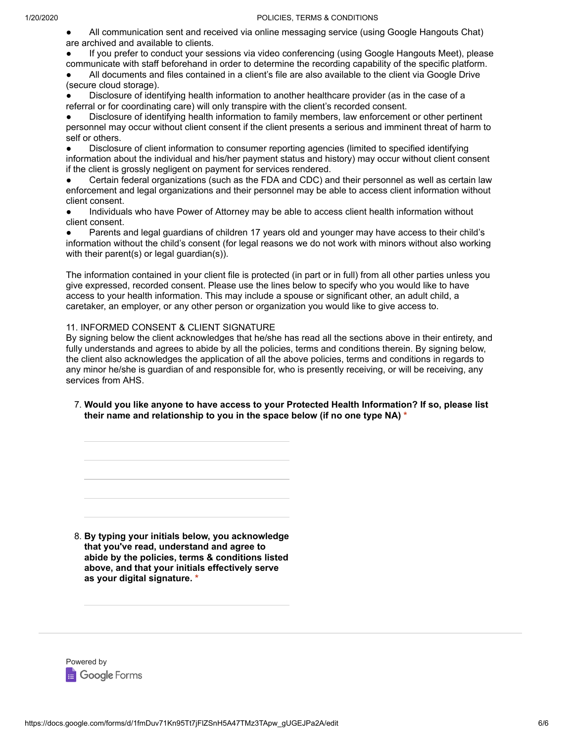- All communication sent and received via online messaging service (using Google Hangouts Chat) are archived and available to clients.
- If you prefer to conduct your sessions via video conferencing (using Google Hangouts Meet), please communicate with staff beforehand in order to determine the recording capability of the specific platform.
- All documents and files contained in a client's file are also available to the client via Google Drive (secure cloud storage).
- Disclosure of identifying health information to another healthcare provider (as in the case of a referral or for coordinating care) will only transpire with the client's recorded consent.
- Disclosure of identifying health information to family members, law enforcement or other pertinent personnel may occur without client consent if the client presents a serious and imminent threat of harm to self or others.
- Disclosure of client information to consumer reporting agencies (limited to specified identifying information about the individual and his/her payment status and history) may occur without client consent if the client is grossly negligent on payment for services rendered.
- Certain federal organizations (such as the FDA and CDC) and their personnel as well as certain law enforcement and legal organizations and their personnel may be able to access client information without client consent.
- Individuals who have Power of Attorney may be able to access client health information without client consent.
- Parents and legal guardians of children 17 years old and younger may have access to their child's information without the child's consent (for legal reasons we do not work with minors without also working with their parent(s) or legal guardian(s)).

The information contained in your client file is protected (in part or in full) from all other parties unless you give expressed, recorded consent. Please use the lines below to specify who you would like to have access to your health information. This may include a spouse or significant other, an adult child, a caretaker, an employer, or any other person or organization you would like to give access to.

11. INFORMED CONSENT & CLIENT SIGNATURE

By signing below the client acknowledges that he/she has read all the sections above in their entirety, and fully understands and agrees to abide by all the policies, terms and conditions therein. By signing below, the client also acknowledges the application of all the above policies, terms and conditions in regards to any minor he/she is guardian of and responsible for, who is presently receiving, or will be receiving, any services from AHS.

7. **Would you like anyone to have access to your Protected Health Information? If so, please list their name and relationship to you in the space below (if no one type NA)** *

____________________

____________________

____________________

____________________

____________________

8. **By typing your initials below, you acknowledge that you've read, understand and agree to abide by the policies, terms & conditions listed above, and that your initials effectively serve as your digital signature.** *

____________________

Powered by Google Forms